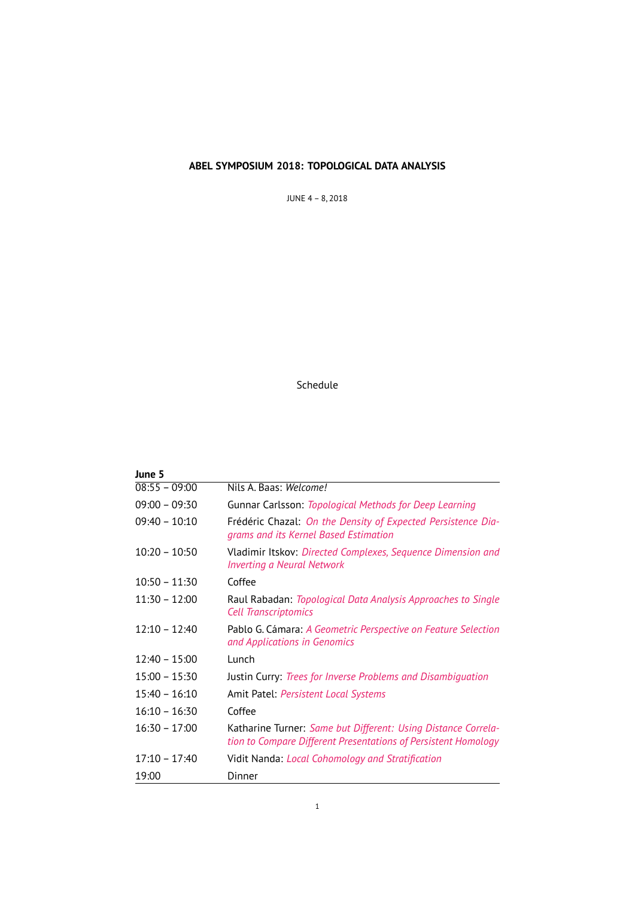# ABEL SYMPOSIUM 2018: TOPOLOGICAL DATA ANALYSIS

JUNE 4 – 8, 2018

## Schedule

**June 5**

| | |
|---|---|
| 08:55 – 09:00 | Nils A. Baas: *Welcome!* |
| 09:00 – 09:30 | Gunnar Carlsson: *Topological Methods for Deep Learning* |
| 09:40 – 10:10 | Frédéric Chazal: *On the Density of Expected Persistence Diagrams and its Kernel Based Estimation* |
| 10:20 – 10:50 | Vladimir Itskov: *Directed Complexes, Sequence Dimension and Inverting a Neural Network* |
| 10:50 – 11:30 | Coffee |
| 11:30 – 12:00 | Raul Rabadan: *Topological Data Analysis Approaches to Single Cell Transcriptomics* |
| 12:10 – 12:40 | Pablo G. Cámara: *A Geometric Perspective on Feature Selection and Applications in Genomics* |
| 12:40 – 15:00 | Lunch |
| 15:00 – 15:30 | Justin Curry: *Trees for Inverse Problems and Disambiguation* |
| 15:40 – 16:10 | Amit Patel: *Persistent Local Systems* |
| 16:10 – 16:30 | Coffee |
| 16:30 – 17:00 | Katharine Turner: *Same but Different: Using Distance Correlation to Compare Different Presentations of Persistent Homology* |
| 17:10 – 17:40 | Vidit Nanda: *Local Cohomology and Stratification* |
| 19:00 | Dinner |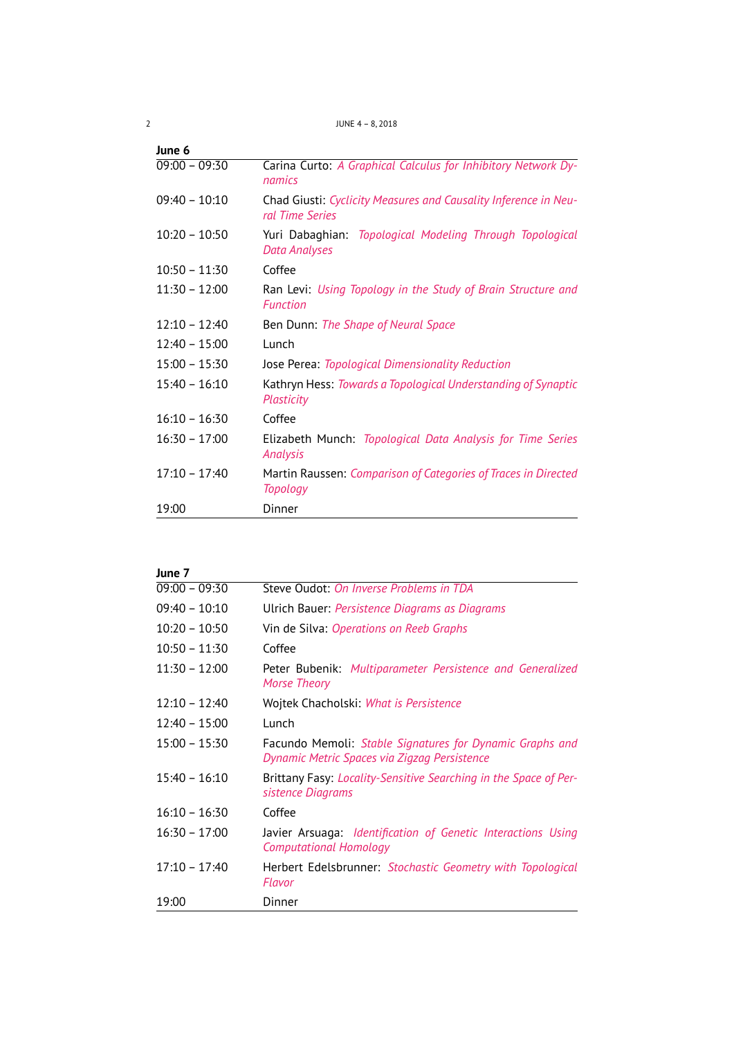**June 6**

| | |
|---|---|
| 09:00 – 09:30 | Carina Curto: *A Graphical Calculus for Inhibitory Network Dynamics* |
| 09:40 – 10:10 | Chad Giusti: *Cyclicity Measures and Causality Inference in Neural Time Series* |
| 10:20 – 10:50 | Yuri Dabaghian: *Topological Modeling Through Topological Data Analyses* |
| 10:50 – 11:30 | Coffee |
| 11:30 – 12:00 | Ran Levi: *Using Topology in the Study of Brain Structure and Function* |
| 12:10 – 12:40 | Ben Dunn: *The Shape of Neural Space* |
| 12:40 – 15:00 | Lunch |
| 15:00 – 15:30 | Jose Perea: *Topological Dimensionality Reduction* |
| 15:40 – 16:10 | Kathryn Hess: *Towards a Topological Understanding of Synaptic Plasticity* |
| 16:10 – 16:30 | Coffee |
| 16:30 – 17:00 | Elizabeth Munch: *Topological Data Analysis for Time Series Analysis* |
| 17:10 – 17:40 | Martin Raussen: *Comparison of Categories of Traces in Directed Topology* |
| 19:00 | Dinner |

**June 7**

| | |
|---|---|
| 09:00 – 09:30 | Steve Oudot: *On Inverse Problems in TDA* |
| 09:40 – 10:10 | Ulrich Bauer: *Persistence Diagrams as Diagrams* |
| 10:20 – 10:50 | Vin de Silva: *Operations on Reeb Graphs* |
| 10:50 – 11:30 | Coffee |
| 11:30 – 12:00 | Peter Bubenik: *Multiparameter Persistence and Generalized Morse Theory* |
| 12:10 – 12:40 | Wojtek Chacholski: *What is Persistence* |
| 12:40 – 15:00 | Lunch |
| 15:00 – 15:30 | Facundo Memoli: *Stable Signatures for Dynamic Graphs and Dynamic Metric Spaces via Zigzag Persistence* |
| 15:40 – 16:10 | Brittany Fasy: *Locality-Sensitive Searching in the Space of Persistence Diagrams* |
| 16:10 – 16:30 | Coffee |
| 16:30 – 17:00 | Javier Arsuaga: *Identification of Genetic Interactions Using Computational Homology* |
| 17:10 – 17:40 | Herbert Edelsbrunner: *Stochastic Geometry with Topological Flavor* |
| 19:00 | Dinner |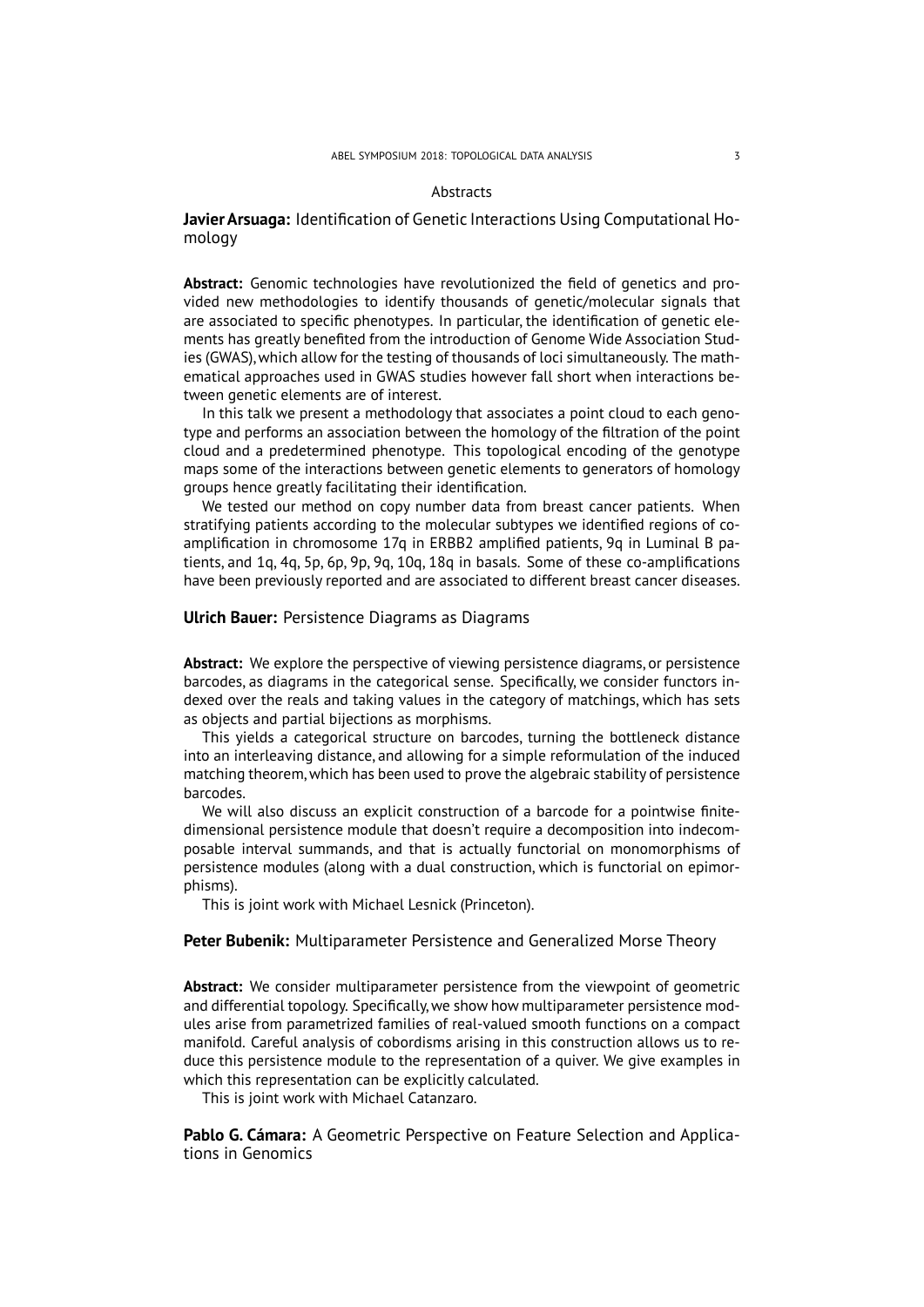## Abstracts

**Javier Arsuaga:** Identification of Genetic Interactions Using Computational Homology

**Abstract:** Genomic technologies have revolutionized the field of genetics and provided new methodologies to identify thousands of genetic/molecular signals that are associated to specific phenotypes. In particular, the identification of genetic elements has greatly benefited from the introduction of Genome Wide Association Studies (GWAS), which allow for the testing of thousands of loci simultaneously. The mathematical approaches used in GWAS studies however fall short when interactions between genetic elements are of interest.

In this talk we present a methodology that associates a point cloud to each genotype and performs an association between the homology of the filtration of the point cloud and a predetermined phenotype. This topological encoding of the genotype maps some of the interactions between genetic elements to generators of homology groups hence greatly facilitating their identification.

We tested our method on copy number data from breast cancer patients. When stratifying patients according to the molecular subtypes we identified regions of co-amplification in chromosome 17q in ERBB2 amplified patients, 9q in Luminal B patients, and 1q, 4q, 5p, 6p, 9p, 9q, 10q, 18q in basals. Some of these co-amplifications have been previously reported and are associated to different breast cancer diseases.

**Ulrich Bauer:** Persistence Diagrams as Diagrams

**Abstract:** We explore the perspective of viewing persistence diagrams, or persistence barcodes, as diagrams in the categorical sense. Specifically, we consider functors indexed over the reals and taking values in the category of matchings, which has sets as objects and partial bijections as morphisms.

This yields a categorical structure on barcodes, turning the bottleneck distance into an interleaving distance, and allowing for a simple reformulation of the induced matching theorem, which has been used to prove the algebraic stability of persistence barcodes.

We will also discuss an explicit construction of a barcode for a pointwise finite-dimensional persistence module that doesn't require a decomposition into indecomposable interval summands, and that is actually functorial on monomorphisms of persistence modules (along with a dual construction, which is functorial on epimorphisms).

This is joint work with Michael Lesnick (Princeton).

**Peter Bubenik:** Multiparameter Persistence and Generalized Morse Theory

**Abstract:** We consider multiparameter persistence from the viewpoint of geometric and differential topology. Specifically, we show how multiparameter persistence modules arise from parametrized families of real-valued smooth functions on a compact manifold. Careful analysis of cobordisms arising in this construction allows us to reduce this persistence module to the representation of a quiver. We give examples in which this representation can be explicitly calculated.

This is joint work with Michael Catanzaro.

**Pablo G. Cámara:** A Geometric Perspective on Feature Selection and Applications in Genomics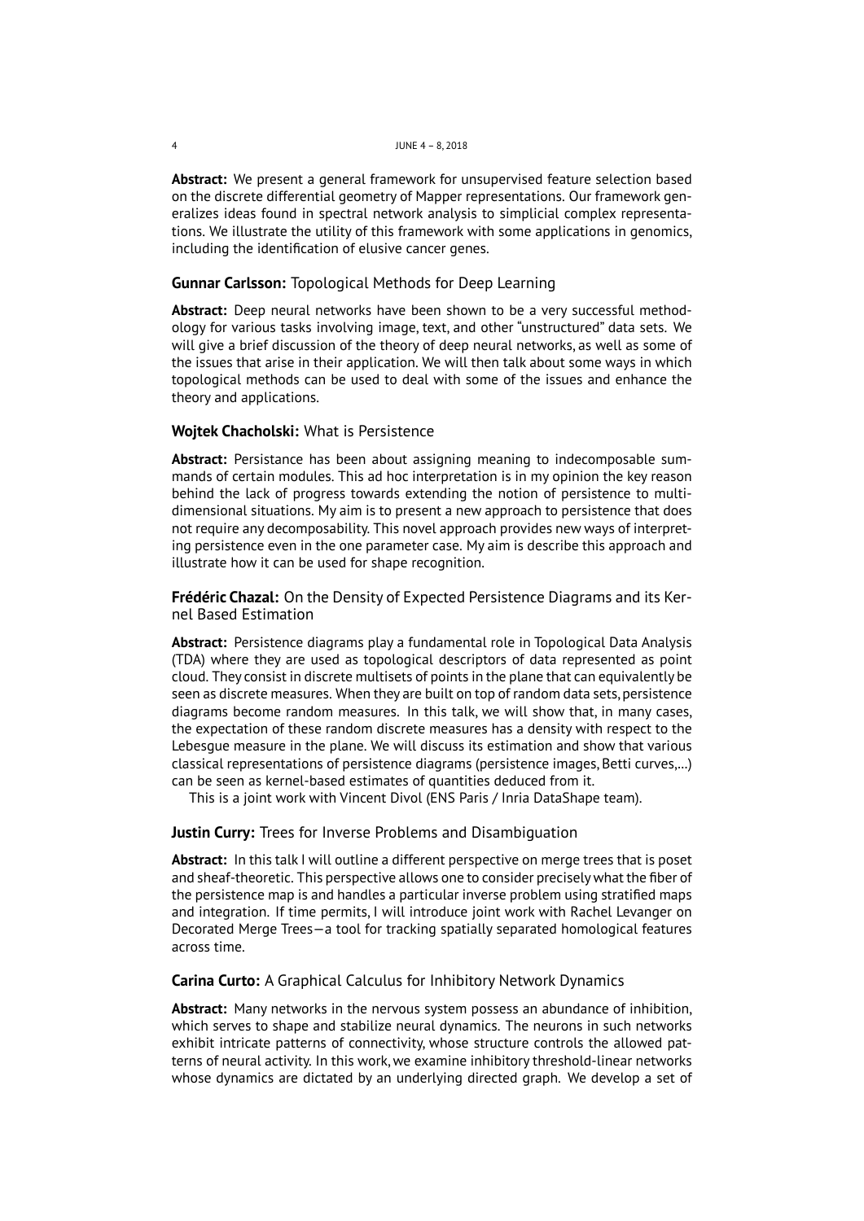**Abstract:** We present a general framework for unsupervised feature selection based on the discrete differential geometry of Mapper representations. Our framework generalizes ideas found in spectral network analysis to simplicial complex representations. We illustrate the utility of this framework with some applications in genomics, including the identification of elusive cancer genes.

### **Gunnar Carlsson:** Topological Methods for Deep Learning

**Abstract:** Deep neural networks have been shown to be a very successful methodology for various tasks involving image, text, and other "unstructured" data sets. We will give a brief discussion of the theory of deep neural networks, as well as some of the issues that arise in their application. We will then talk about some ways in which topological methods can be used to deal with some of the issues and enhance the theory and applications.

### **Wojtek Chacholski:** What is Persistence

**Abstract:** Persistance has been about assigning meaning to indecomposable summands of certain modules. This ad hoc interpretation is in my opinion the key reason behind the lack of progress towards extending the notion of persistence to multidimensional situations. My aim is to present a new approach to persistence that does not require any decomposability. This novel approach provides new ways of interpreting persistence even in the one parameter case. My aim is describe this approach and illustrate how it can be used for shape recognition.

### **Frédéric Chazal:** On the Density of Expected Persistence Diagrams and its Kernel Based Estimation

**Abstract:** Persistence diagrams play a fundamental role in Topological Data Analysis (TDA) where they are used as topological descriptors of data represented as point cloud. They consist in discrete multisets of points in the plane that can equivalently be seen as discrete measures. When they are built on top of random data sets, persistence diagrams become random measures. In this talk, we will show that, in many cases, the expectation of these random discrete measures has a density with respect to the Lebesgue measure in the plane. We will discuss its estimation and show that various classical representations of persistence diagrams (persistence images, Betti curves,...) can be seen as kernel-based estimates of quantities deduced from it.

This is a joint work with Vincent Divol (ENS Paris / Inria DataShape team).

### **Justin Curry:** Trees for Inverse Problems and Disambiguation

**Abstract:** In this talk I will outline a different perspective on merge trees that is poset and sheaf-theoretic. This perspective allows one to consider precisely what the fiber of the persistence map is and handles a particular inverse problem using stratified maps and integration. If time permits, I will introduce joint work with Rachel Levanger on Decorated Merge Trees—a tool for tracking spatially separated homological features across time.

### **Carina Curto:** A Graphical Calculus for Inhibitory Network Dynamics

**Abstract:** Many networks in the nervous system possess an abundance of inhibition, which serves to shape and stabilize neural dynamics. The neurons in such networks exhibit intricate patterns of connectivity, whose structure controls the allowed patterns of neural activity. In this work, we examine inhibitory threshold-linear networks whose dynamics are dictated by an underlying directed graph. We develop a set of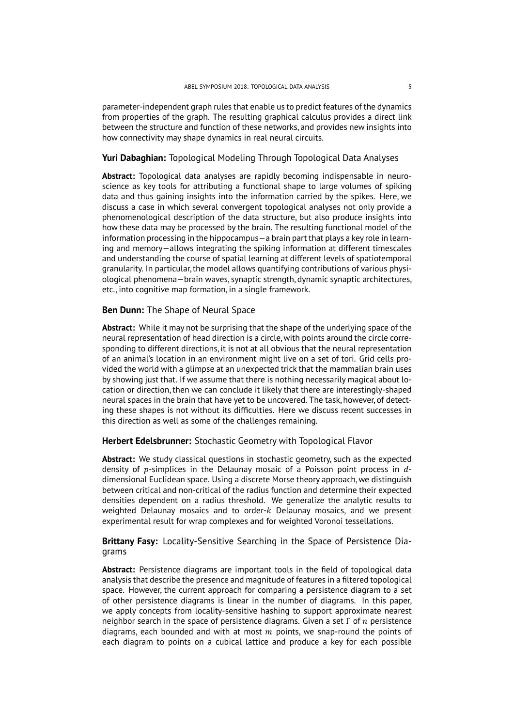parameter-independent graph rules that enable us to predict features of the dynamics from properties of the graph. The resulting graphical calculus provides a direct link between the structure and function of these networks, and provides new insights into how connectivity may shape dynamics in real neural circuits.

### **Yuri Dabaghian:** Topological Modeling Through Topological Data Analyses

**Abstract:** Topological data analyses are rapidly becoming indispensable in neuroscience as key tools for attributing a functional shape to large volumes of spiking data and thus gaining insights into the information carried by the spikes. Here, we discuss a case in which several convergent topological analyses not only provide a phenomenological description of the data structure, but also produce insights into how these data may be processed by the brain. The resulting functional model of the information processing in the hippocampus—a brain part that plays a key role in learning and memory—allows integrating the spiking information at different timescales and understanding the course of spatial learning at different levels of spatiotemporal granularity. In particular, the model allows quantifying contributions of various physiological phenomena—brain waves, synaptic strength, dynamic synaptic architectures, etc., into cognitive map formation, in a single framework.

### **Ben Dunn:** The Shape of Neural Space

**Abstract:** While it may not be surprising that the shape of the underlying space of the neural representation of head direction is a circle, with points around the circle corresponding to different directions, it is not at all obvious that the neural representation of an animal's location in an environment might live on a set of tori. Grid cells provided the world with a glimpse at an unexpected trick that the mammalian brain uses by showing just that. If we assume that there is nothing necessarily magical about location or direction, then we can conclude it likely that there are interestingly-shaped neural spaces in the brain that have yet to be uncovered. The task, however, of detecting these shapes is not without its difficulties. Here we discuss recent successes in this direction as well as some of the challenges remaining.

### **Herbert Edelsbrunner:** Stochastic Geometry with Topological Flavor

**Abstract:** We study classical questions in stochastic geometry, such as the expected density of $p$-simplices in the Delaunay mosaic of a Poisson point process in $d$-dimensional Euclidean space. Using a discrete Morse theory approach, we distinguish between critical and non-critical of the radius function and determine their expected densities dependent on a radius threshold. We generalize the analytic results to weighted Delaunay mosaics and to order-$k$ Delaunay mosaics, and we present experimental result for wrap complexes and for weighted Voronoi tessellations.

### **Brittany Fasy:** Locality-Sensitive Searching in the Space of Persistence Diagrams

**Abstract:** Persistence diagrams are important tools in the field of topological data analysis that describe the presence and magnitude of features in a filtered topological space. However, the current approach for comparing a persistence diagram to a set of other persistence diagrams is linear in the number of diagrams. In this paper, we apply concepts from locality-sensitive hashing to support approximate nearest neighbor search in the space of persistence diagrams. Given a set $\Gamma$ of $n$ persistence diagrams, each bounded and with at most $m$ points, we snap-round the points of each diagram to points on a cubical lattice and produce a key for each possible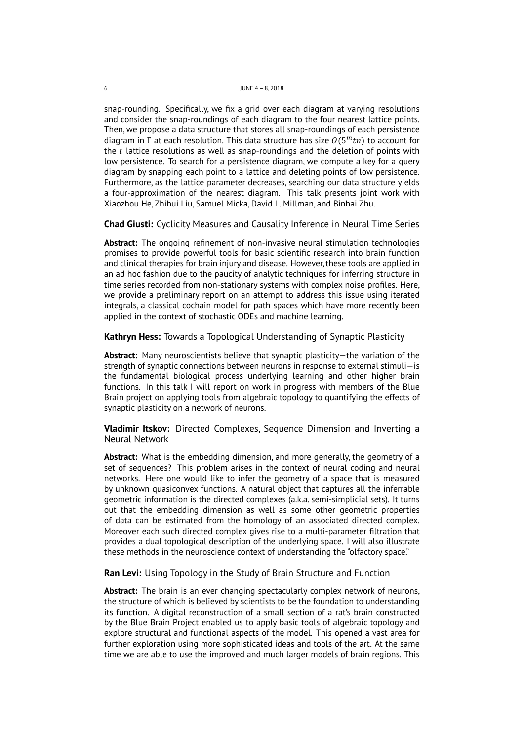snap-rounding. Specifically, we fix a grid over each diagram at varying resolutions and consider the snap-roundings of each diagram to the four nearest lattice points. Then, we propose a data structure that stores all snap-roundings of each persistence diagram in $\Gamma$ at each resolution. This data structure has size $O(5^m tn)$ to account for the $t$ lattice resolutions as well as snap-roundings and the deletion of points with low persistence. To search for a persistence diagram, we compute a key for a query diagram by snapping each point to a lattice and deleting points of low persistence. Furthermore, as the lattice parameter decreases, searching our data structure yields a four-approximation of the nearest diagram. This talk presents joint work with Xiaozhou He, Zhihui Liu, Samuel Micka, David L. Millman, and Binhai Zhu.

**Chad Giusti:** Cyclicity Measures and Causality Inference in Neural Time Series

**Abstract:** The ongoing refinement of non-invasive neural stimulation technologies promises to provide powerful tools for basic scientific research into brain function and clinical therapies for brain injury and disease. However, these tools are applied in an ad hoc fashion due to the paucity of analytic techniques for inferring structure in time series recorded from non-stationary systems with complex noise profiles. Here, we provide a preliminary report on an attempt to address this issue using iterated integrals, a classical cochain model for path spaces which have more recently been applied in the context of stochastic ODEs and machine learning.

**Kathryn Hess:** Towards a Topological Understanding of Synaptic Plasticity

**Abstract:** Many neuroscientists believe that synaptic plasticity—the variation of the strength of synaptic connections between neurons in response to external stimuli—is the fundamental biological process underlying learning and other higher brain functions. In this talk I will report on work in progress with members of the Blue Brain project on applying tools from algebraic topology to quantifying the effects of synaptic plasticity on a network of neurons.

**Vladimir Itskov:** Directed Complexes, Sequence Dimension and Inverting a Neural Network

**Abstract:** What is the embedding dimension, and more generally, the geometry of a set of sequences? This problem arises in the context of neural coding and neural networks. Here one would like to infer the geometry of a space that is measured by unknown quasiconvex functions. A natural object that captures all the inferrable geometric information is the directed complexes (a.k.a. semi-simplicial sets). It turns out that the embedding dimension as well as some other geometric properties of data can be estimated from the homology of an associated directed complex. Moreover each such directed complex gives rise to a multi-parameter filtration that provides a dual topological description of the underlying space. I will also illustrate these methods in the neuroscience context of understanding the "olfactory space."

**Ran Levi:** Using Topology in the Study of Brain Structure and Function

**Abstract:** The brain is an ever changing spectacularly complex network of neurons, the structure of which is believed by scientists to be the foundation to understanding its function. A digital reconstruction of a small section of a rat's brain constructed by the Blue Brain Project enabled us to apply basic tools of algebraic topology and explore structural and functional aspects of the model. This opened a vast area for further exploration using more sophisticated ideas and tools of the art. At the same time we are able to use the improved and much larger models of brain regions. This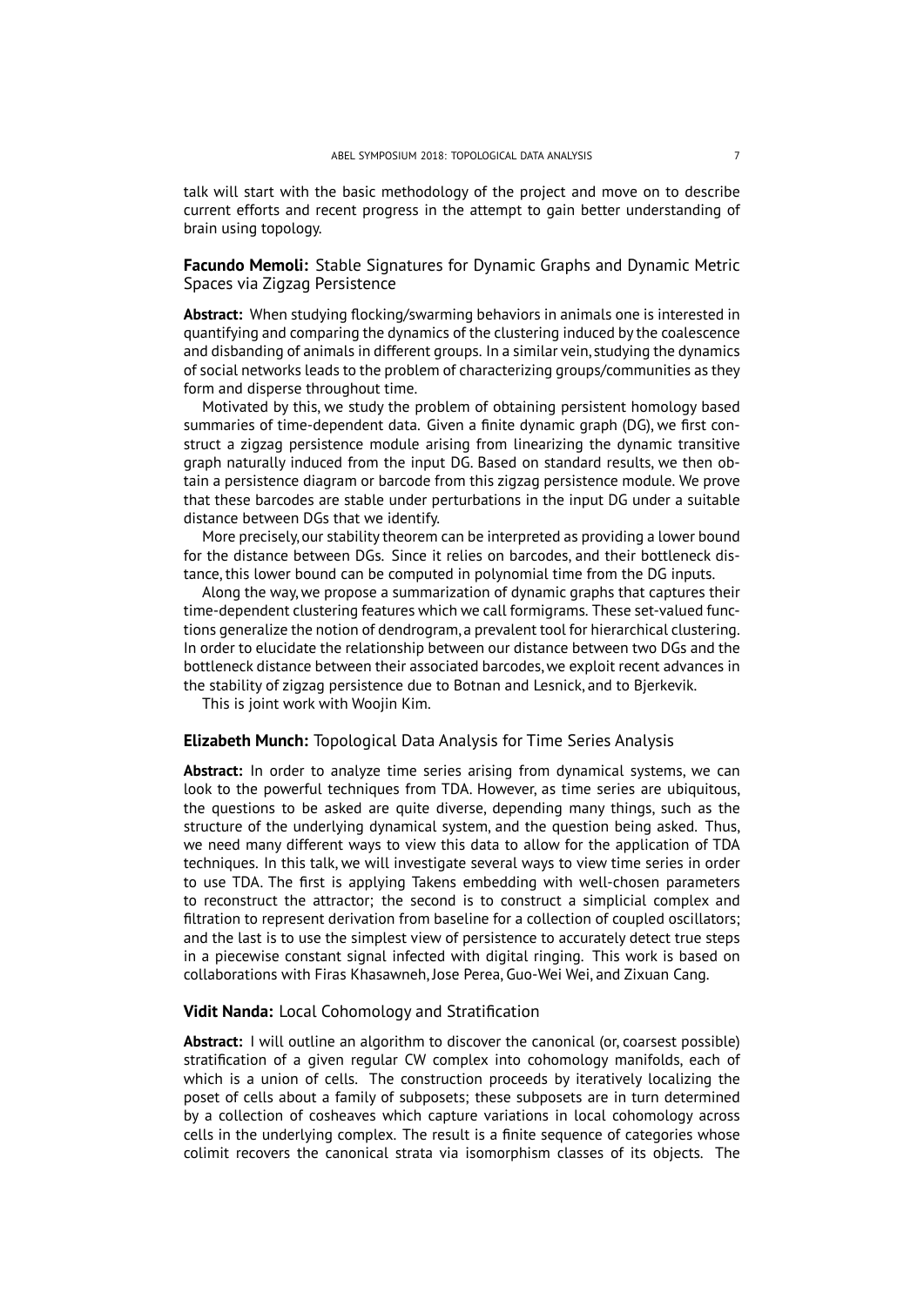talk will start with the basic methodology of the project and move on to describe current efforts and recent progress in the attempt to gain better understanding of brain using topology.

**Facundo Memoli:** Stable Signatures for Dynamic Graphs and Dynamic Metric Spaces via Zigzag Persistence

**Abstract:** When studying flocking/swarming behaviors in animals one is interested in quantifying and comparing the dynamics of the clustering induced by the coalescence and disbanding of animals in different groups. In a similar vein, studying the dynamics of social networks leads to the problem of characterizing groups/communities as they form and disperse throughout time.

Motivated by this, we study the problem of obtaining persistent homology based summaries of time-dependent data. Given a finite dynamic graph (DG), we first construct a zigzag persistence module arising from linearizing the dynamic transitive graph naturally induced from the input DG. Based on standard results, we then obtain a persistence diagram or barcode from this zigzag persistence module. We prove that these barcodes are stable under perturbations in the input DG under a suitable distance between DGs that we identify.

More precisely, our stability theorem can be interpreted as providing a lower bound for the distance between DGs. Since it relies on barcodes, and their bottleneck distance, this lower bound can be computed in polynomial time from the DG inputs.

Along the way, we propose a summarization of dynamic graphs that captures their time-dependent clustering features which we call formigrams. These set-valued functions generalize the notion of dendrogram, a prevalent tool for hierarchical clustering. In order to elucidate the relationship between our distance between two DGs and the bottleneck distance between their associated barcodes, we exploit recent advances in the stability of zigzag persistence due to Botnan and Lesnick, and to Bjerkevik.

This is joint work with Woojin Kim.

**Elizabeth Munch:** Topological Data Analysis for Time Series Analysis

**Abstract:** In order to analyze time series arising from dynamical systems, we can look to the powerful techniques from TDA. However, as time series are ubiquitous, the questions to be asked are quite diverse, depending many things, such as the structure of the underlying dynamical system, and the question being asked. Thus, we need many different ways to view this data to allow for the application of TDA techniques. In this talk, we will investigate several ways to view time series in order to use TDA. The first is applying Takens embedding with well-chosen parameters to reconstruct the attractor; the second is to construct a simplicial complex and filtration to represent derivation from baseline for a collection of coupled oscillators; and the last is to use the simplest view of persistence to accurately detect true steps in a piecewise constant signal infected with digital ringing. This work is based on collaborations with Firas Khasawneh, Jose Perea, Guo-Wei Wei, and Zixuan Cang.

**Vidit Nanda:** Local Cohomology and Stratification

**Abstract:** I will outline an algorithm to discover the canonical (or, coarsest possible) stratification of a given regular CW complex into cohomology manifolds, each of which is a union of cells. The construction proceeds by iteratively localizing the poset of cells about a family of subposets; these subposets are in turn determined by a collection of cosheaves which capture variations in local cohomology across cells in the underlying complex. The result is a finite sequence of categories whose colimit recovers the canonical strata via isomorphism classes of its objects. The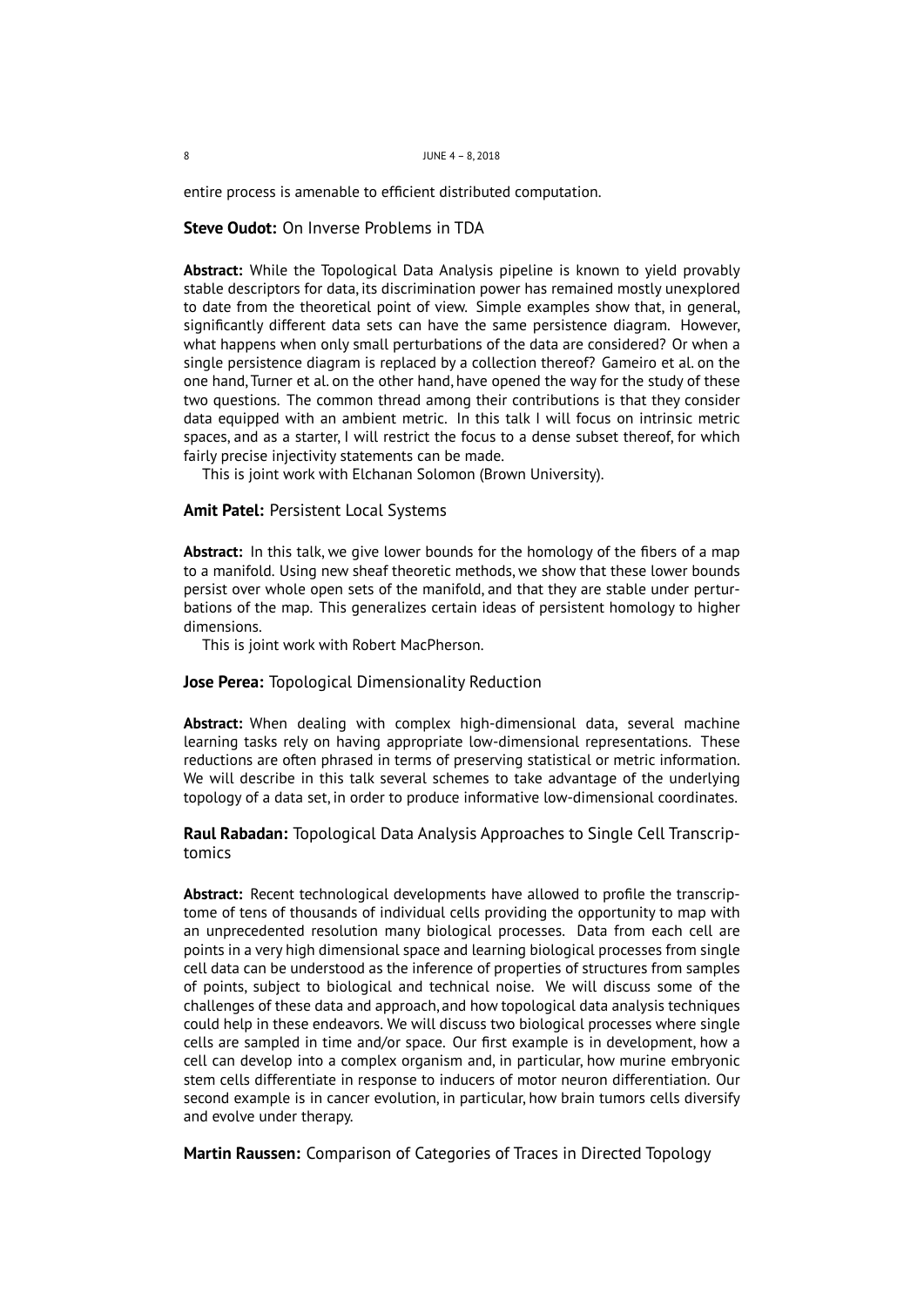entire process is amenable to efficient distributed computation.

**Steve Oudot:** On Inverse Problems in TDA

**Abstract:** While the Topological Data Analysis pipeline is known to yield provably stable descriptors for data, its discrimination power has remained mostly unexplored to date from the theoretical point of view. Simple examples show that, in general, significantly different data sets can have the same persistence diagram. However, what happens when only small perturbations of the data are considered? Or when a single persistence diagram is replaced by a collection thereof? Gameiro et al. on the one hand, Turner et al. on the other hand, have opened the way for the study of these two questions. The common thread among their contributions is that they consider data equipped with an ambient metric. In this talk I will focus on intrinsic metric spaces, and as a starter, I will restrict the focus to a dense subset thereof, for which fairly precise injectivity statements can be made.

This is joint work with Elchanan Solomon (Brown University).

**Amit Patel:** Persistent Local Systems

**Abstract:** In this talk, we give lower bounds for the homology of the fibers of a map to a manifold. Using new sheaf theoretic methods, we show that these lower bounds persist over whole open sets of the manifold, and that they are stable under perturbations of the map. This generalizes certain ideas of persistent homology to higher dimensions.

This is joint work with Robert MacPherson.

**Jose Perea:** Topological Dimensionality Reduction

**Abstract:** When dealing with complex high-dimensional data, several machine learning tasks rely on having appropriate low-dimensional representations. These reductions are often phrased in terms of preserving statistical or metric information. We will describe in this talk several schemes to take advantage of the underlying topology of a data set, in order to produce informative low-dimensional coordinates.

**Raul Rabadan:** Topological Data Analysis Approaches to Single Cell Transcriptomics

**Abstract:** Recent technological developments have allowed to profile the transcriptome of tens of thousands of individual cells providing the opportunity to map with an unprecedented resolution many biological processes. Data from each cell are points in a very high dimensional space and learning biological processes from single cell data can be understood as the inference of properties of structures from samples of points, subject to biological and technical noise. We will discuss some of the challenges of these data and approach, and how topological data analysis techniques could help in these endeavors. We will discuss two biological processes where single cells are sampled in time and/or space. Our first example is in development, how a cell can develop into a complex organism and, in particular, how murine embryonic stem cells differentiate in response to inducers of motor neuron differentiation. Our second example is in cancer evolution, in particular, how brain tumors cells diversify and evolve under therapy.

**Martin Raussen:** Comparison of Categories of Traces in Directed Topology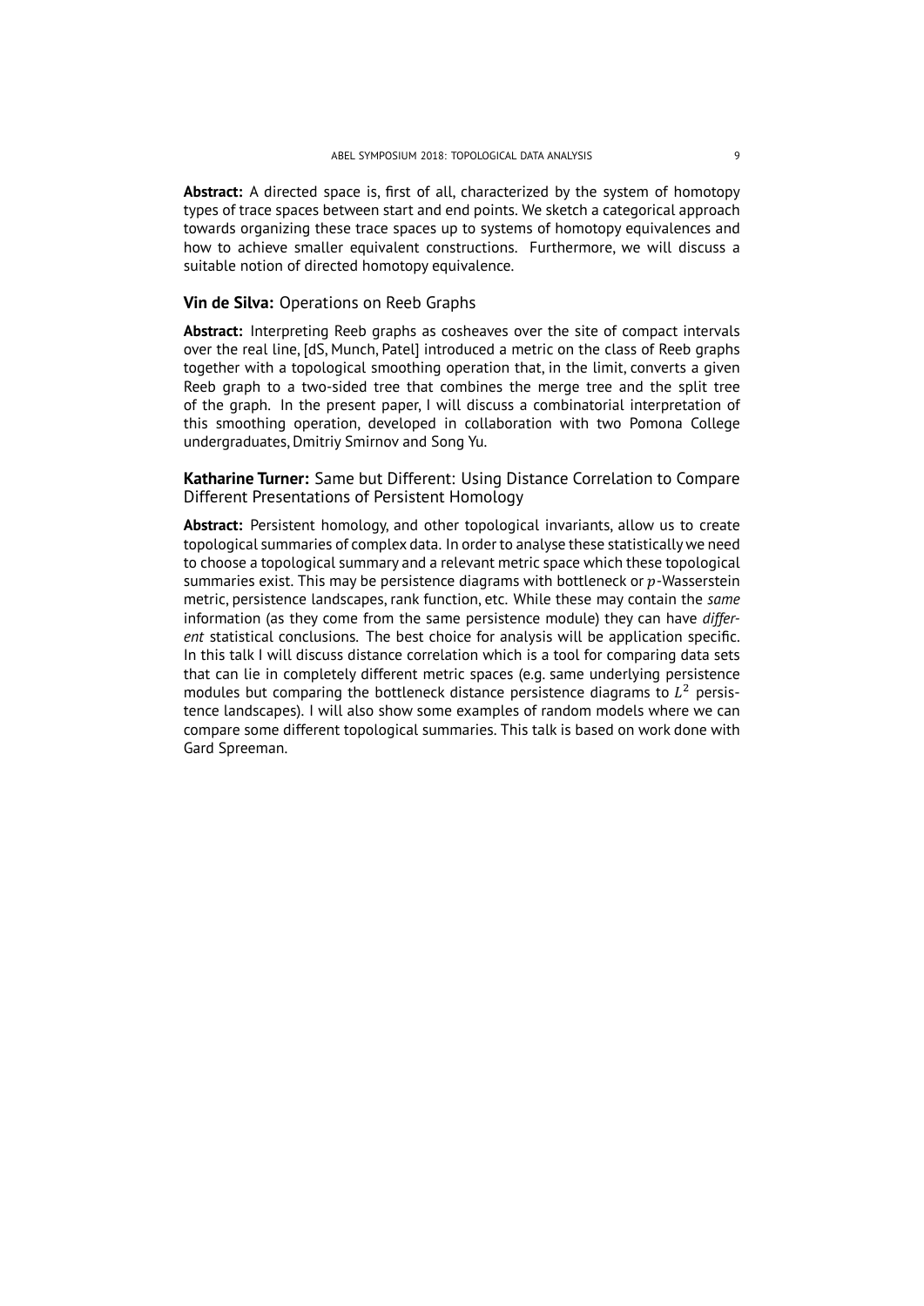**Abstract:** A directed space is, first of all, characterized by the system of homotopy types of trace spaces between start and end points. We sketch a categorical approach towards organizing these trace spaces up to systems of homotopy equivalences and how to achieve smaller equivalent constructions. Furthermore, we will discuss a suitable notion of directed homotopy equivalence.

**Vin de Silva:** Operations on Reeb Graphs

**Abstract:** Interpreting Reeb graphs as cosheaves over the site of compact intervals over the real line, [dS, Munch, Patel] introduced a metric on the class of Reeb graphs together with a topological smoothing operation that, in the limit, converts a given Reeb graph to a two-sided tree that combines the merge tree and the split tree of the graph. In the present paper, I will discuss a combinatorial interpretation of this smoothing operation, developed in collaboration with two Pomona College undergraduates, Dmitriy Smirnov and Song Yu.

**Katharine Turner:** Same but Different: Using Distance Correlation to Compare Different Presentations of Persistent Homology

**Abstract:** Persistent homology, and other topological invariants, allow us to create topological summaries of complex data. In order to analyse these statistically we need to choose a topological summary and a relevant metric space which these topological summaries exist. This may be persistence diagrams with bottleneck or $p$-Wasserstein metric, persistence landscapes, rank function, etc. While these may contain the *same* information (as they come from the same persistence module) they can have *different* statistical conclusions. The best choice for analysis will be application specific. In this talk I will discuss distance correlation which is a tool for comparing data sets that can lie in completely different metric spaces (e.g. same underlying persistence modules but comparing the bottleneck distance persistence diagrams to $L^2$ persistence landscapes). I will also show some examples of random models where we can compare some different topological summaries. This talk is based on work done with Gard Spreeman.